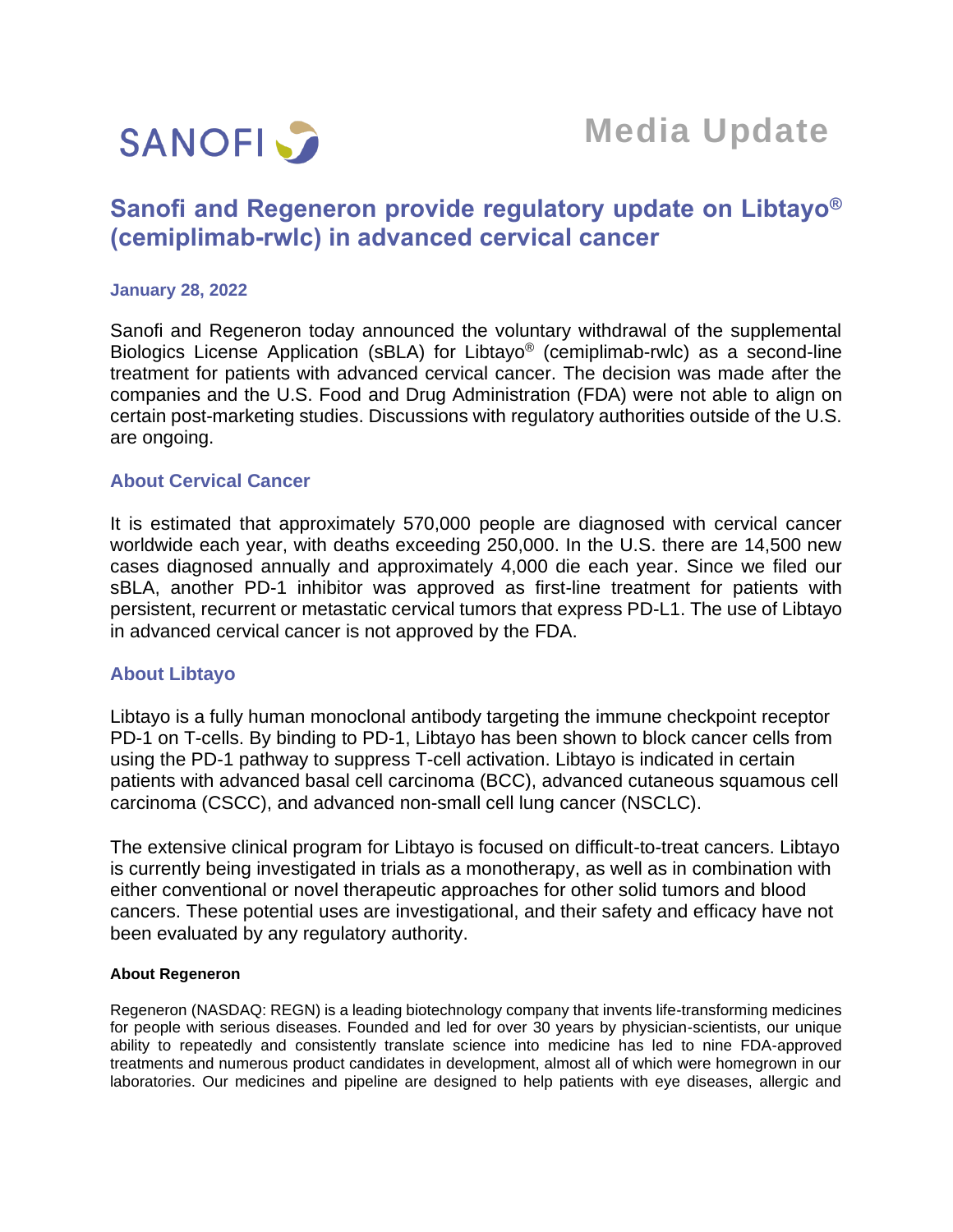SANOFI

**Media Update**

# Sanofi and Regeneron provide regulatory update on Libtayo® (cemiplimab-rwlc) in advanced cervical cancer

**January 28, 2022**

Sanofi and Regeneron today announced the voluntary withdrawal of the supplemental Biologics License Application (sBLA) for Libtayo® (cemiplimab-rwlc) as a second-line treatment for patients with advanced cervical cancer. The decision was made after the companies and the U.S. Food and Drug Administration (FDA) were not able to align on certain post-marketing studies. Discussions with regulatory authorities outside of the U.S. are ongoing.

## About Cervical Cancer

It is estimated that approximately 570,000 people are diagnosed with cervical cancer worldwide each year, with deaths exceeding 250,000. In the U.S. there are 14,500 new cases diagnosed annually and approximately 4,000 die each year. Since we filed our sBLA, another PD-1 inhibitor was approved as first-line treatment for patients with persistent, recurrent or metastatic cervical tumors that express PD-L1. The use of Libtayo in advanced cervical cancer is not approved by the FDA.

## About Libtayo

Libtayo is a fully human monoclonal antibody targeting the immune checkpoint receptor PD-1 on T-cells. By binding to PD-1, Libtayo has been shown to block cancer cells from using the PD-1 pathway to suppress T-cell activation. Libtayo is indicated in certain patients with advanced basal cell carcinoma (BCC), advanced cutaneous squamous cell carcinoma (CSCC), and advanced non-small cell lung cancer (NSCLC).

The extensive clinical program for Libtayo is focused on difficult-to-treat cancers. Libtayo is currently being investigated in trials as a monotherapy, as well as in combination with either conventional or novel therapeutic approaches for other solid tumors and blood cancers. These potential uses are investigational, and their safety and efficacy have not been evaluated by any regulatory authority.

### About Regeneron

Regeneron (NASDAQ: REGN) is a leading biotechnology company that invents life-transforming medicines for people with serious diseases. Founded and led for over 30 years by physician-scientists, our unique ability to repeatedly and consistently translate science into medicine has led to nine FDA-approved treatments and numerous product candidates in development, almost all of which were homegrown in our laboratories. Our medicines and pipeline are designed to help patients with eye diseases, allergic and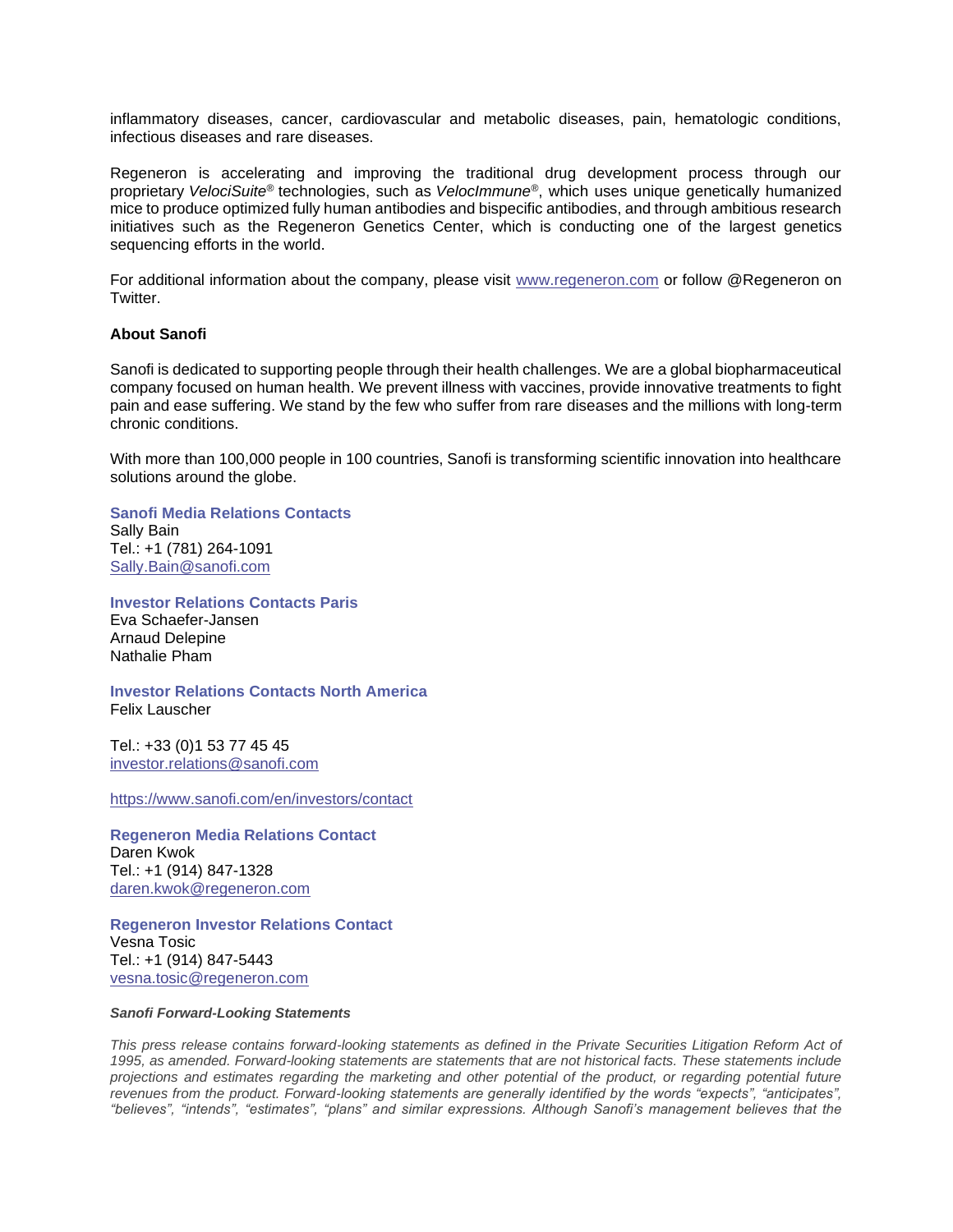inflammatory diseases, cancer, cardiovascular and metabolic diseases, pain, hematologic conditions, infectious diseases and rare diseases.

Regeneron is accelerating and improving the traditional drug development process through our proprietary *VelociSuite*® technologies, such as *VelocImmune*®, which uses unique genetically humanized mice to produce optimized fully human antibodies and bispecific antibodies, and through ambitious research initiatives such as the Regeneron Genetics Center, which is conducting one of the largest genetics sequencing efforts in the world.

For additional information about the company, please visit www.regeneron.com or follow @Regeneron on Twitter.

**About Sanofi**

Sanofi is dedicated to supporting people through their health challenges. We are a global biopharmaceutical company focused on human health. We prevent illness with vaccines, provide innovative treatments to fight pain and ease suffering. We stand by the few who suffer from rare diseases and the millions with long-term chronic conditions.

With more than 100,000 people in 100 countries, Sanofi is transforming scientific innovation into healthcare solutions around the globe.

**Sanofi Media Relations Contacts**
Sally Bain
Tel.: +1 (781) 264-1091
Sally.Bain@sanofi.com

**Investor Relations Contacts Paris**
Eva Schaefer-Jansen
Arnaud Delepine
Nathalie Pham

**Investor Relations Contacts North America**
Felix Lauscher

Tel.: +33 (0)1 53 77 45 45
investor.relations@sanofi.com

https://www.sanofi.com/en/investors/contact

**Regeneron Media Relations Contact**
Daren Kwok
Tel.: +1 (914) 847-1328
daren.kwok@regeneron.com

**Regeneron Investor Relations Contact**
Vesna Tosic
Tel.: +1 (914) 847-5443
vesna.tosic@regeneron.com

***Sanofi Forward-Looking Statements***

*This press release contains forward-looking statements as defined in the Private Securities Litigation Reform Act of 1995, as amended. Forward-looking statements are statements that are not historical facts. These statements include projections and estimates regarding the marketing and other potential of the product, or regarding potential future revenues from the product. Forward-looking statements are generally identified by the words "expects", "anticipates", "believes", "intends", "estimates", "plans" and similar expressions. Although Sanofi's management believes that the*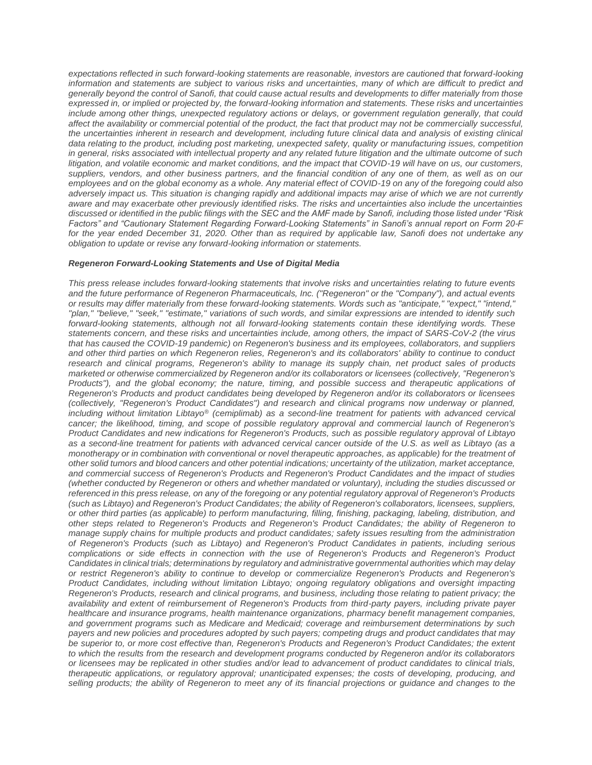*expectations reflected in such forward-looking statements are reasonable, investors are cautioned that forward-looking information and statements are subject to various risks and uncertainties, many of which are difficult to predict and generally beyond the control of Sanofi, that could cause actual results and developments to differ materially from those expressed in, or implied or projected by, the forward-looking information and statements. These risks and uncertainties include among other things, unexpected regulatory actions or delays, or government regulation generally, that could affect the availability or commercial potential of the product, the fact that product may not be commercially successful, the uncertainties inherent in research and development, including future clinical data and analysis of existing clinical data relating to the product, including post marketing, unexpected safety, quality or manufacturing issues, competition in general, risks associated with intellectual property and any related future litigation and the ultimate outcome of such litigation, and volatile economic and market conditions, and the impact that COVID-19 will have on us, our customers, suppliers, vendors, and other business partners, and the financial condition of any one of them, as well as on our employees and on the global economy as a whole. Any material effect of COVID-19 on any of the foregoing could also adversely impact us. This situation is changing rapidly and additional impacts may arise of which we are not currently aware and may exacerbate other previously identified risks. The risks and uncertainties also include the uncertainties discussed or identified in the public filings with the SEC and the AMF made by Sanofi, including those listed under "Risk Factors" and "Cautionary Statement Regarding Forward-Looking Statements" in Sanofi's annual report on Form 20-F for the year ended December 31, 2020. Other than as required by applicable law, Sanofi does not undertake any obligation to update or revise any forward-looking information or statements.*

***Regeneron Forward-Looking Statements and Use of Digital Media***

*This press release includes forward-looking statements that involve risks and uncertainties relating to future events and the future performance of Regeneron Pharmaceuticals, Inc. ("Regeneron" or the "Company"), and actual events or results may differ materially from these forward-looking statements. Words such as "anticipate," "expect," "intend," "plan," "believe," "seek," "estimate," variations of such words, and similar expressions are intended to identify such forward-looking statements, although not all forward-looking statements contain these identifying words. These statements concern, and these risks and uncertainties include, among others, the impact of SARS-CoV-2 (the virus that has caused the COVID-19 pandemic) on Regeneron's business and its employees, collaborators, and suppliers and other third parties on which Regeneron relies, Regeneron's and its collaborators' ability to continue to conduct research and clinical programs, Regeneron's ability to manage its supply chain, net product sales of products marketed or otherwise commercialized by Regeneron and/or its collaborators or licensees (collectively, "Regeneron's Products"), and the global economy; the nature, timing, and possible success and therapeutic applications of Regeneron's Products and product candidates being developed by Regeneron and/or its collaborators or licensees (collectively, "Regeneron's Product Candidates") and research and clinical programs now underway or planned, including without limitation Libtayo® (cemiplimab) as a second-line treatment for patients with advanced cervical cancer; the likelihood, timing, and scope of possible regulatory approval and commercial launch of Regeneron's Product Candidates and new indications for Regeneron's Products, such as possible regulatory approval of Libtayo as a second-line treatment for patients with advanced cervical cancer outside of the U.S. as well as Libtayo (as a monotherapy or in combination with conventional or novel therapeutic approaches, as applicable) for the treatment of other solid tumors and blood cancers and other potential indications; uncertainty of the utilization, market acceptance, and commercial success of Regeneron's Products and Regeneron's Product Candidates and the impact of studies (whether conducted by Regeneron or others and whether mandated or voluntary), including the studies discussed or referenced in this press release, on any of the foregoing or any potential regulatory approval of Regeneron's Products (such as Libtayo) and Regeneron's Product Candidates; the ability of Regeneron's collaborators, licensees, suppliers, or other third parties (as applicable) to perform manufacturing, filling, finishing, packaging, labeling, distribution, and other steps related to Regeneron's Products and Regeneron's Product Candidates; the ability of Regeneron to manage supply chains for multiple products and product candidates; safety issues resulting from the administration of Regeneron's Products (such as Libtayo) and Regeneron's Product Candidates in patients, including serious complications or side effects in connection with the use of Regeneron's Products and Regeneron's Product Candidates in clinical trials; determinations by regulatory and administrative governmental authorities which may delay or restrict Regeneron's ability to continue to develop or commercialize Regeneron's Products and Regeneron's Product Candidates, including without limitation Libtayo; ongoing regulatory obligations and oversight impacting Regeneron's Products, research and clinical programs, and business, including those relating to patient privacy; the availability and extent of reimbursement of Regeneron's Products from third-party payers, including private payer healthcare and insurance programs, health maintenance organizations, pharmacy benefit management companies, and government programs such as Medicare and Medicaid; coverage and reimbursement determinations by such payers and new policies and procedures adopted by such payers; competing drugs and product candidates that may be superior to, or more cost effective than, Regeneron's Products and Regeneron's Product Candidates; the extent to which the results from the research and development programs conducted by Regeneron and/or its collaborators or licensees may be replicated in other studies and/or lead to advancement of product candidates to clinical trials, therapeutic applications, or regulatory approval; unanticipated expenses; the costs of developing, producing, and selling products; the ability of Regeneron to meet any of its financial projections or guidance and changes to the*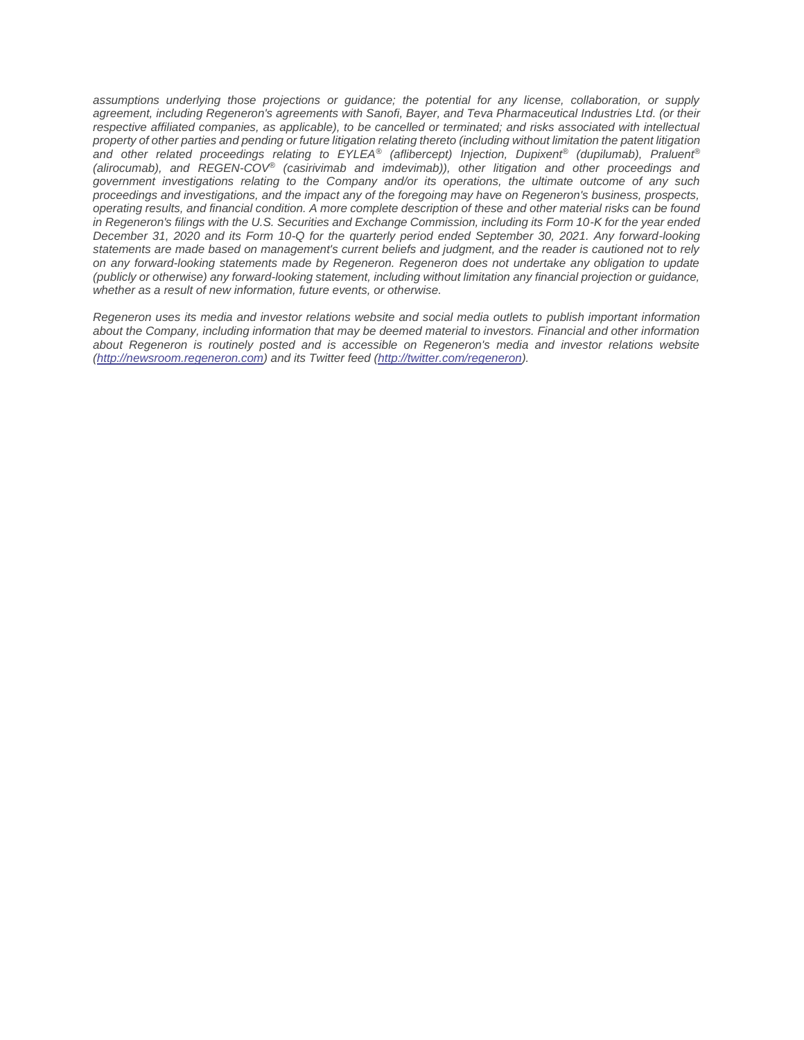*assumptions underlying those projections or guidance; the potential for any license, collaboration, or supply agreement, including Regeneron's agreements with Sanofi, Bayer, and Teva Pharmaceutical Industries Ltd. (or their respective affiliated companies, as applicable), to be cancelled or terminated; and risks associated with intellectual property of other parties and pending or future litigation relating thereto (including without limitation the patent litigation and other related proceedings relating to EYLEA® (aflibercept) Injection, Dupixent® (dupilumab), Praluent® (alirocumab), and REGEN-COV® (casirivimab and imdevimab)), other litigation and other proceedings and government investigations relating to the Company and/or its operations, the ultimate outcome of any such proceedings and investigations, and the impact any of the foregoing may have on Regeneron's business, prospects, operating results, and financial condition. A more complete description of these and other material risks can be found in Regeneron's filings with the U.S. Securities and Exchange Commission, including its Form 10-K for the year ended December 31, 2020 and its Form 10-Q for the quarterly period ended September 30, 2021. Any forward-looking statements are made based on management's current beliefs and judgment, and the reader is cautioned not to rely on any forward-looking statements made by Regeneron. Regeneron does not undertake any obligation to update (publicly or otherwise) any forward-looking statement, including without limitation any financial projection or guidance, whether as a result of new information, future events, or otherwise.*

*Regeneron uses its media and investor relations website and social media outlets to publish important information about the Company, including information that may be deemed material to investors. Financial and other information about Regeneron is routinely posted and is accessible on Regeneron's media and investor relations website ([http://newsroom.regeneron.com](http://newsroom.regeneron.com)) and its Twitter feed ([http://twitter.com/regeneron](http://twitter.com/regeneron)).*